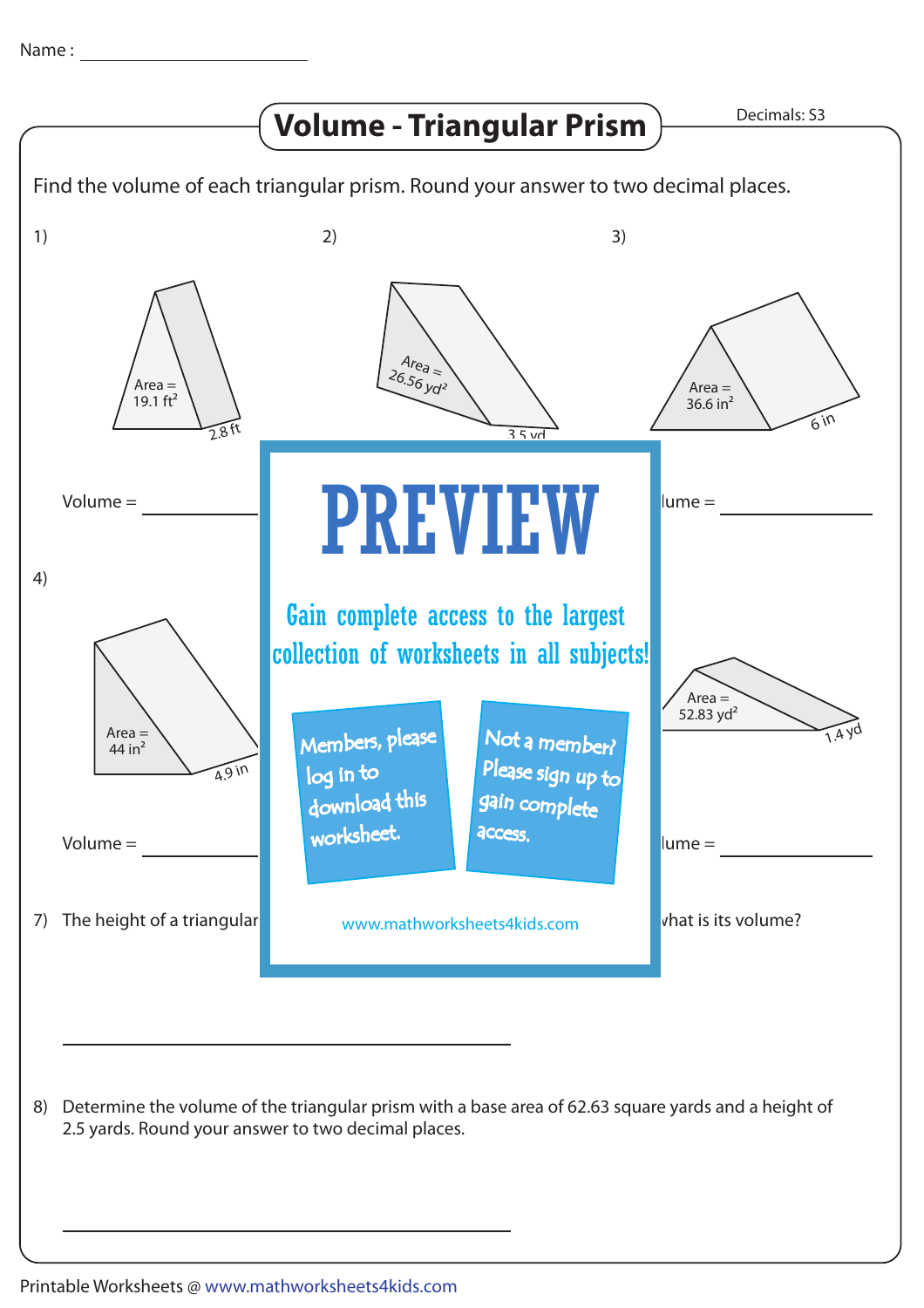Name : ______________________

# Volume - Triangular Prism

Decimals: S3

Find the volume of each triangular prism. Round your answer to two decimal places.

1)

Area = 19.1 $ft^2$

2.8 ft

Volume = ____________

2)

Area = 26.56 $yd^2$

3.5 yd

3)

Area = 36.6 $in^2$

6 in

lume = ____________

4)

Area = 44 $in^2$

4.9 in

Volume = ____________

PREVIEW

Gain complete access to the largest collection of worksheets in all subjects!

Members, please log in to download this worksheet.

Not a member? Please sign up to gain complete access.

www.mathworksheets4kids.com

Area = 52.83 $yd^2$

1.4 yd

lume = ____________

7) The height of a triangular ... what is its volume?

____________________________________

8) Determine the volume of the triangular prism with a base area of 62.63 square yards and a height of 2.5 yards. Round your answer to two decimal places.

____________________________________

Printable Worksheets @ www.mathworksheets4kids.com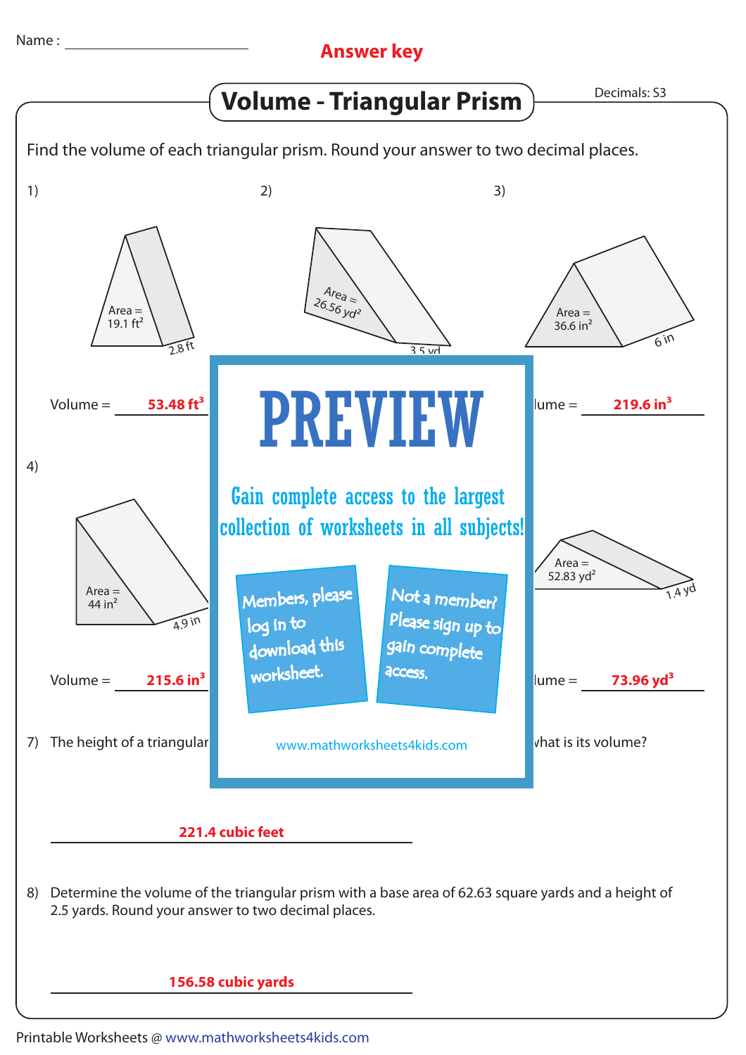Name : ____________________

**Answer key**

# Volume - Triangular Prism

Decimals: S3

Find the volume of each triangular prism. Round your answer to two decimal places.

1)

Area = 19.1 ft$^2$

2.8 ft

Volume = **53.48 ft$^3$**

2)

Area = 26.56 yd$^2$

3.5 yd

3)

Area = 36.6 in$^2$

6 in

lume = **219.6 in$^3$**

4)

Area = 44 in$^2$

4.9 in

Volume = **215.6 in$^3$**

Area = 52.83 yd$^2$

1.4 yd

lume = **73.96 yd$^3$**

PREVIEW

Gain complete access to the largest collection of worksheets in all subjects!

Members, please log in to download this worksheet.

Not a member? Please sign up to gain complete access.

www.mathworksheets4kids.com

7) The height of a triangular ... vhat is its volume?

**221.4 cubic feet**

8) Determine the volume of the triangular prism with a base area of 62.63 square yards and a height of 2.5 yards. Round your answer to two decimal places.

**156.58 cubic yards**